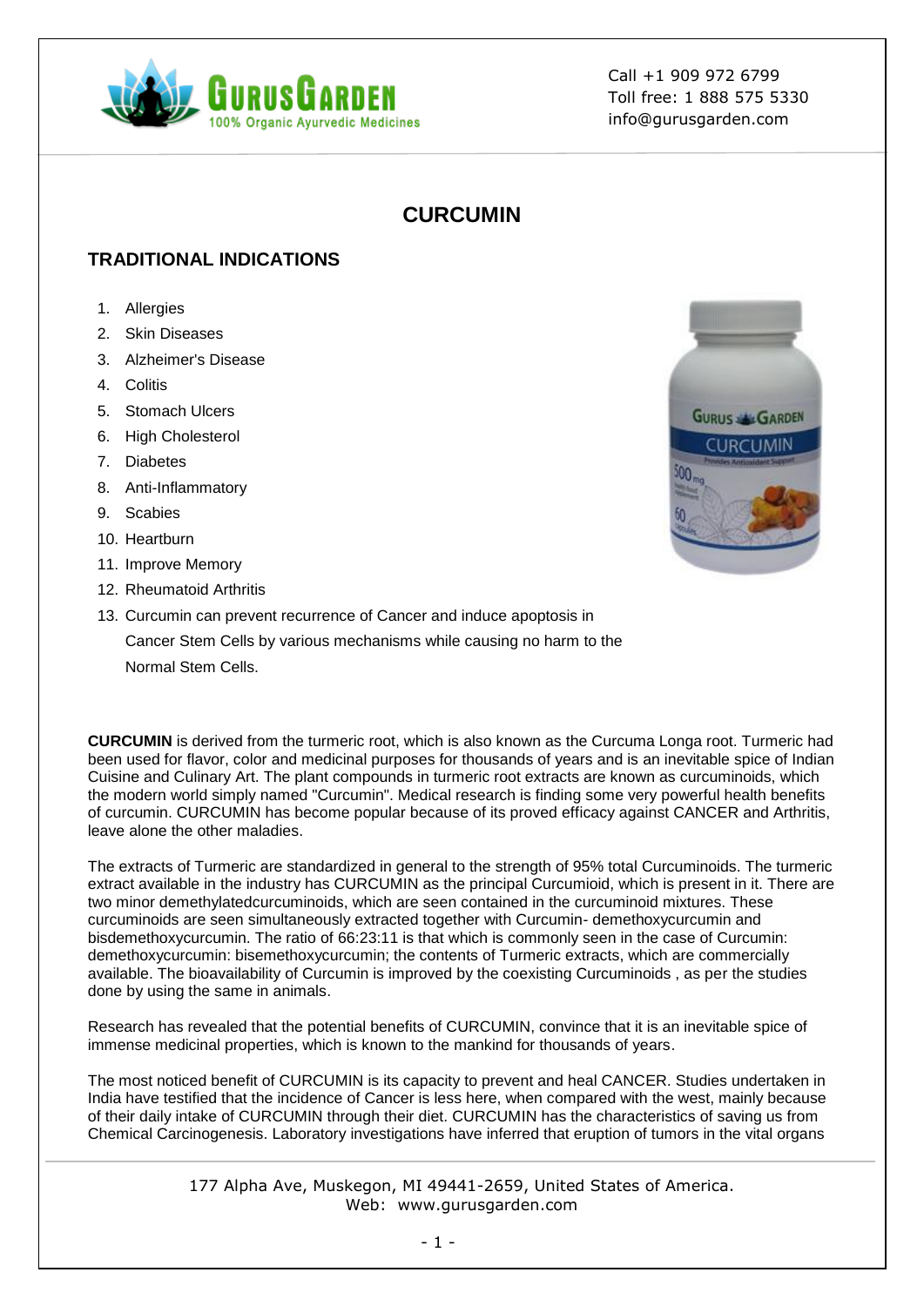# CURCUMIN

## TRADITIONAL INDICATIONS

1. Allergies
2. Skin Diseases
3. Alzheimer's Disease
4. Colitis
5. Stomach Ulcers
6. High Cholesterol
7. Diabetes
8. Anti-Inflammatory
9. Scabies
10. Heartburn
11. Improve Memory
12. Rheumatoid Arthritis
13. Curcumin can prevent recurrence of Cancer and induce apoptosis in Cancer Stem Cells by various mechanisms while causing no harm to the Normal Stem Cells.

**CURCUMIN** is derived from the turmeric root, which is also known as the Curcuma Longa root. Turmeric had been used for flavor, color and medicinal purposes for thousands of years and is an inevitable spice of Indian Cuisine and Culinary Art. The plant compounds in turmeric root extracts are known as curcuminoids, which the modern world simply named "Curcumin". Medical research is finding some very powerful health benefits of curcumin. CURCUMIN has become popular because of its proved efficacy against CANCER and Arthritis, leave alone the other maladies.

The extracts of Turmeric are standardized in general to the strength of 95% total Curcuminoids. The turmeric extract available in the industry has CURCUMIN as the principal Curcumioid, which is present in it. There are two minor demethylatedcurcuminoids, which are seen contained in the curcuminoid mixtures. These curcuminoids are seen simultaneously extracted together with Curcumin- demethoxycurcumin and bisdemethoxycurcumin. The ratio of 66:23:11 is that which is commonly seen in the case of Curcumin: demethoxycurcumin: bisemethoxycurcumin; the contents of Turmeric extracts, which are commercially available. The bioavailability of Curcumin is improved by the coexisting Curcuminoids , as per the studies done by using the same in animals.

Research has revealed that the potential benefits of CURCUMIN, convince that it is an inevitable spice of immense medicinal properties, which is known to the mankind for thousands of years.

The most noticed benefit of CURCUMIN is its capacity to prevent and heal CANCER. Studies undertaken in India have testified that the incidence of Cancer is less here, when compared with the west, mainly because of their daily intake of CURCUMIN through their diet. CURCUMIN has the characteristics of saving us from Chemical Carcinogenesis. Laboratory investigations have inferred that eruption of tumors in the vital organs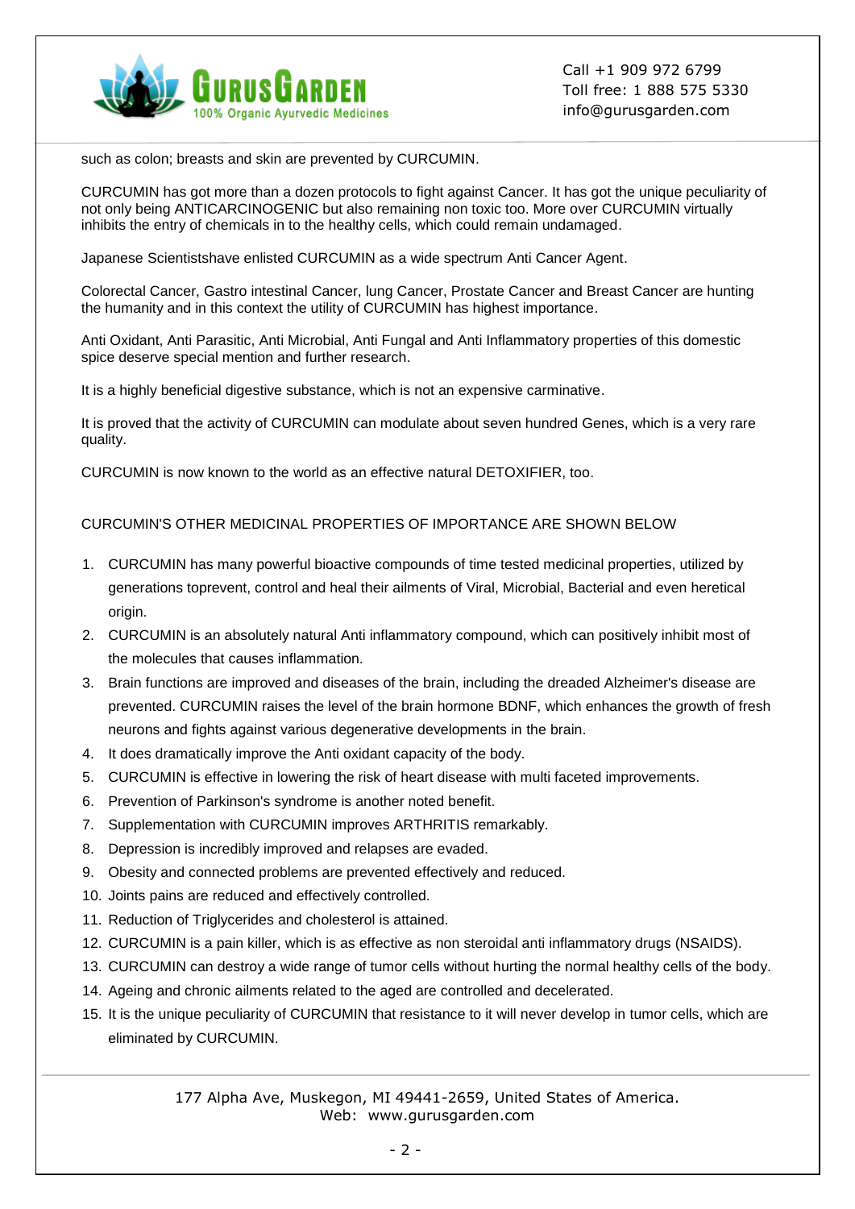such as colon; breasts and skin are prevented by CURCUMIN.

CURCUMIN has got more than a dozen protocols to fight against Cancer. It has got the unique peculiarity of not only being ANTICARCINOGENIC but also remaining non toxic too. More over CURCUMIN virtually inhibits the entry of chemicals in to the healthy cells, which could remain undamaged.

Japanese Scientistshave enlisted CURCUMIN as a wide spectrum Anti Cancer Agent.

Colorectal Cancer, Gastro intestinal Cancer, lung Cancer, Prostate Cancer and Breast Cancer are hunting the humanity and in this context the utility of CURCUMIN has highest importance.

Anti Oxidant, Anti Parasitic, Anti Microbial, Anti Fungal and Anti Inflammatory properties of this domestic spice deserve special mention and further research.

It is a highly beneficial digestive substance, which is not an expensive carminative.

It is proved that the activity of CURCUMIN can modulate about seven hundred Genes, which is a very rare quality.

CURCUMIN is now known to the world as an effective natural DETOXIFIER, too.

CURCUMIN'S OTHER MEDICINAL PROPERTIES OF IMPORTANCE ARE SHOWN BELOW

1. CURCUMIN has many powerful bioactive compounds of time tested medicinal properties, utilized by generations toprevent, control and heal their ailments of Viral, Microbial, Bacterial and even heretical origin.
2. CURCUMIN is an absolutely natural Anti inflammatory compound, which can positively inhibit most of the molecules that causes inflammation.
3. Brain functions are improved and diseases of the brain, including the dreaded Alzheimer's disease are prevented. CURCUMIN raises the level of the brain hormone BDNF, which enhances the growth of fresh neurons and fights against various degenerative developments in the brain.
4. It does dramatically improve the Anti oxidant capacity of the body.
5. CURCUMIN is effective in lowering the risk of heart disease with multi faceted improvements.
6. Prevention of Parkinson's syndrome is another noted benefit.
7. Supplementation with CURCUMIN improves ARTHRITIS remarkably.
8. Depression is incredibly improved and relapses are evaded.
9. Obesity and connected problems are prevented effectively and reduced.
10. Joints pains are reduced and effectively controlled.
11. Reduction of Triglycerides and cholesterol is attained.
12. CURCUMIN is a pain killer, which is as effective as non steroidal anti inflammatory drugs (NSAIDS).
13. CURCUMIN can destroy a wide range of tumor cells without hurting the normal healthy cells of the body.
14. Ageing and chronic ailments related to the aged are controlled and decelerated.
15. It is the unique peculiarity of CURCUMIN that resistance to it will never develop in tumor cells, which are eliminated by CURCUMIN.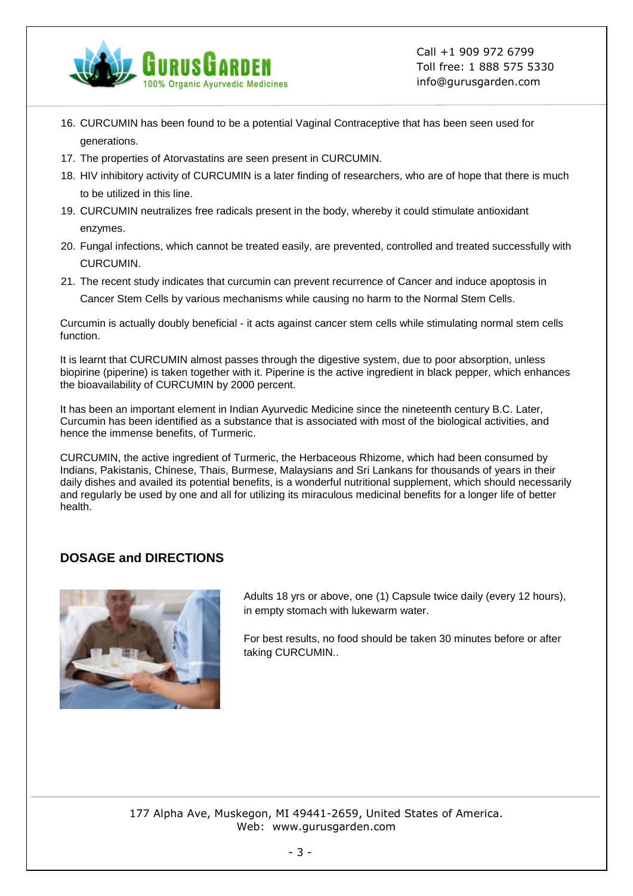16. CURCUMIN has been found to be a potential Vaginal Contraceptive that has been seen used for generations.
17. The properties of Atorvastatins are seen present in CURCUMIN.
18. HIV inhibitory activity of CURCUMIN is a later finding of researchers, who are of hope that there is much to be utilized in this line.
19. CURCUMIN neutralizes free radicals present in the body, whereby it could stimulate antioxidant enzymes.
20. Fungal infections, which cannot be treated easily, are prevented, controlled and treated successfully with CURCUMIN.
21. The recent study indicates that curcumin can prevent recurrence of Cancer and induce apoptosis in Cancer Stem Cells by various mechanisms while causing no harm to the Normal Stem Cells.

Curcumin is actually doubly beneficial - it acts against cancer stem cells while stimulating normal stem cells function.

It is learnt that CURCUMIN almost passes through the digestive system, due to poor absorption, unless biopirine (piperine) is taken together with it. Piperine is the active ingredient in black pepper, which enhances the bioavailability of CURCUMIN by 2000 percent.

It has been an important element in Indian Ayurvedic Medicine since the nineteenth century B.C. Later, Curcumin has been identified as a substance that is associated with most of the biological activities, and hence the immense benefits, of Turmeric.

CURCUMIN, the active ingredient of Turmeric, the Herbaceous Rhizome, which had been consumed by Indians, Pakistanis, Chinese, Thais, Burmese, Malaysians and Sri Lankans for thousands of years in their daily dishes and availed its potential benefits, is a wonderful nutritional supplement, which should necessarily and regularly be used by one and all for utilizing its miraculous medicinal benefits for a longer life of better health.

## DOSAGE and DIRECTIONS

Adults 18 yrs or above, one (1) Capsule twice daily (every 12 hours), in empty stomach with lukewarm water.

For best results, no food should be taken 30 minutes before or after taking CURCUMIN..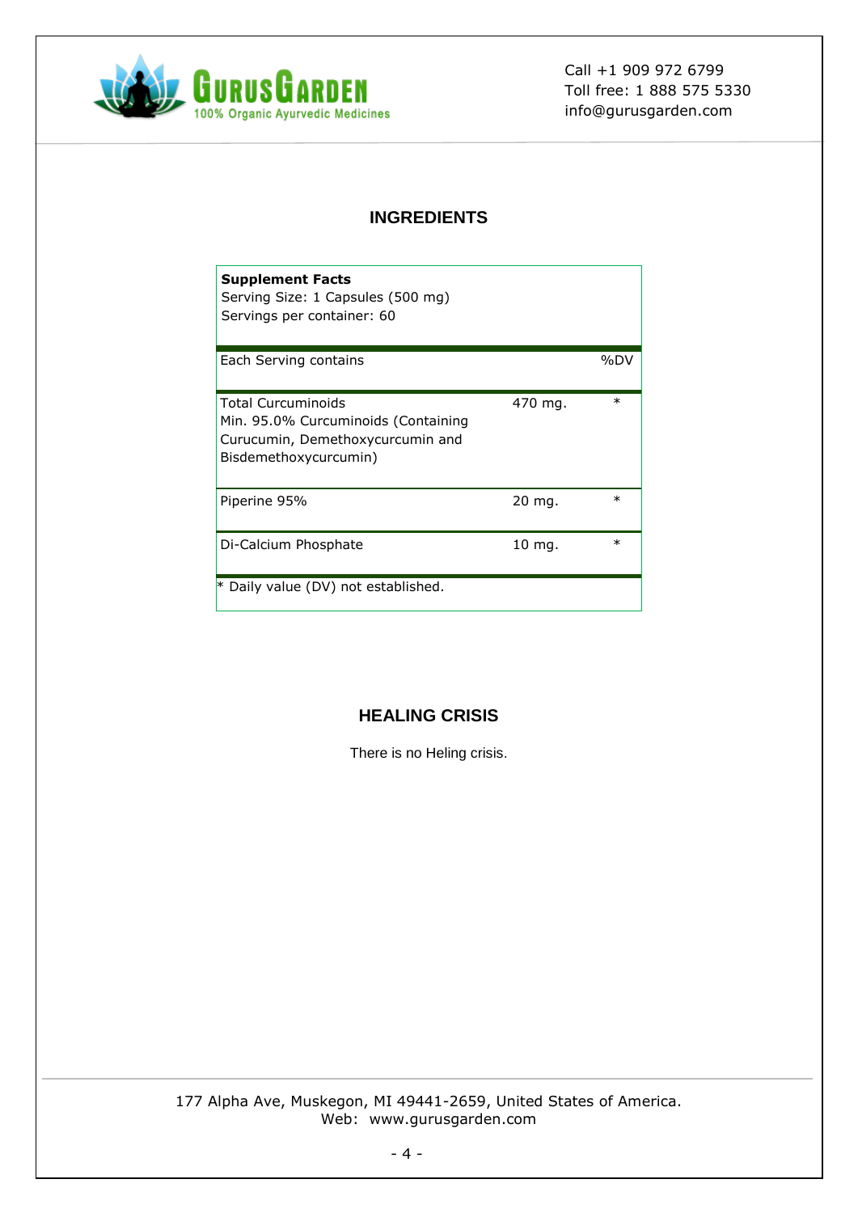## INGREDIENTS

| | | |
|---|---|---|
| **Supplement Facts**<br>Serving Size: 1 Capsules (500 mg)<br>Servings per container: 60 | | |
| Each Serving contains | | %DV |
| Total Curcuminoids<br>Min. 95.0% Curcuminoids (Containing Curucumin, Demethoxycurcumin and Bisdemethoxycurcumin) | 470 mg. | * |
| Piperine 95% | 20 mg. | * |
| Di-Calcium Phosphate | 10 mg. | * |
| * Daily value (DV) not established. | | |

## HEALING CRISIS

There is no Heling crisis.